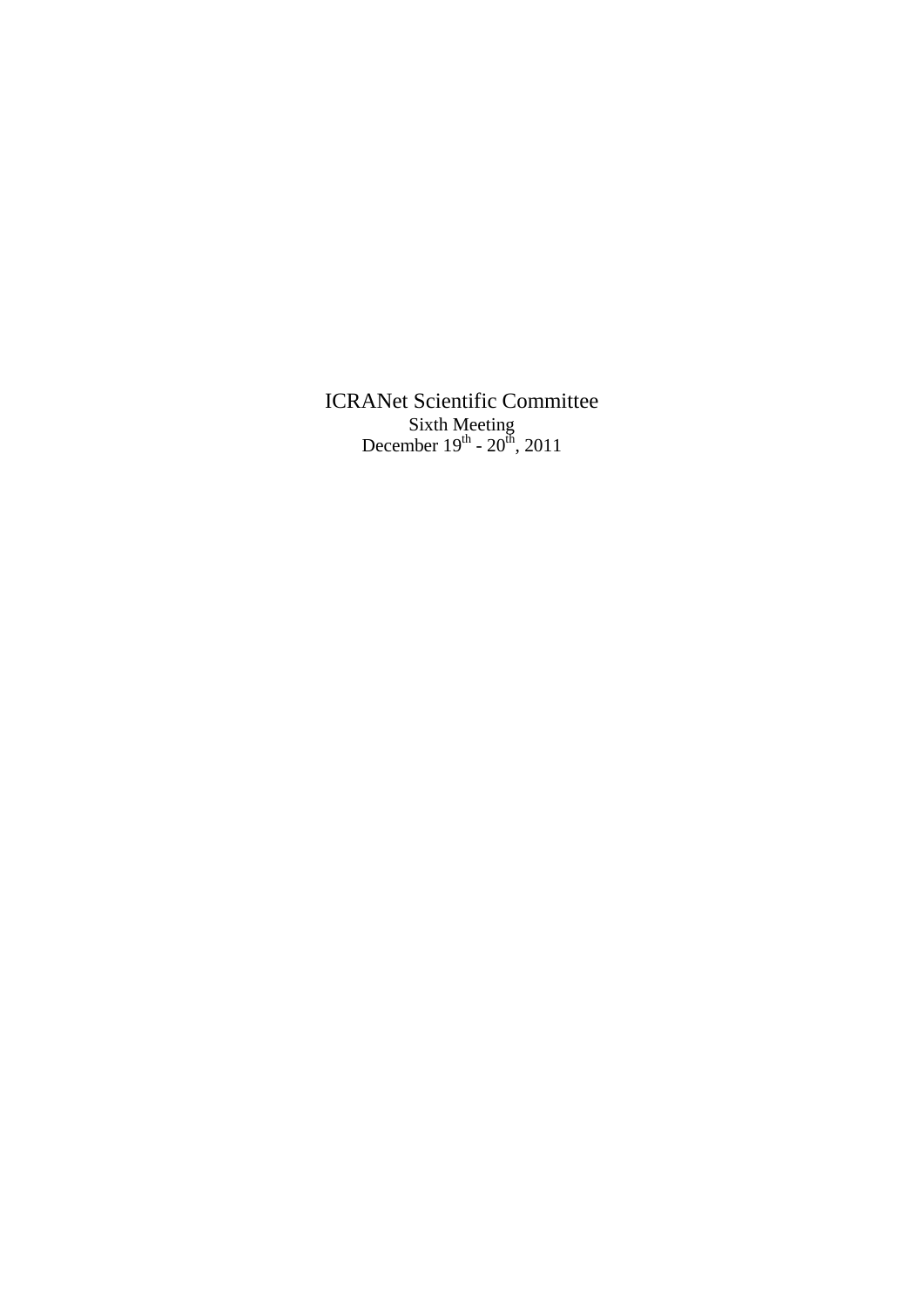# ICRANet Scientific Committee

Sixth Meeting

December 19th - 20th, 2011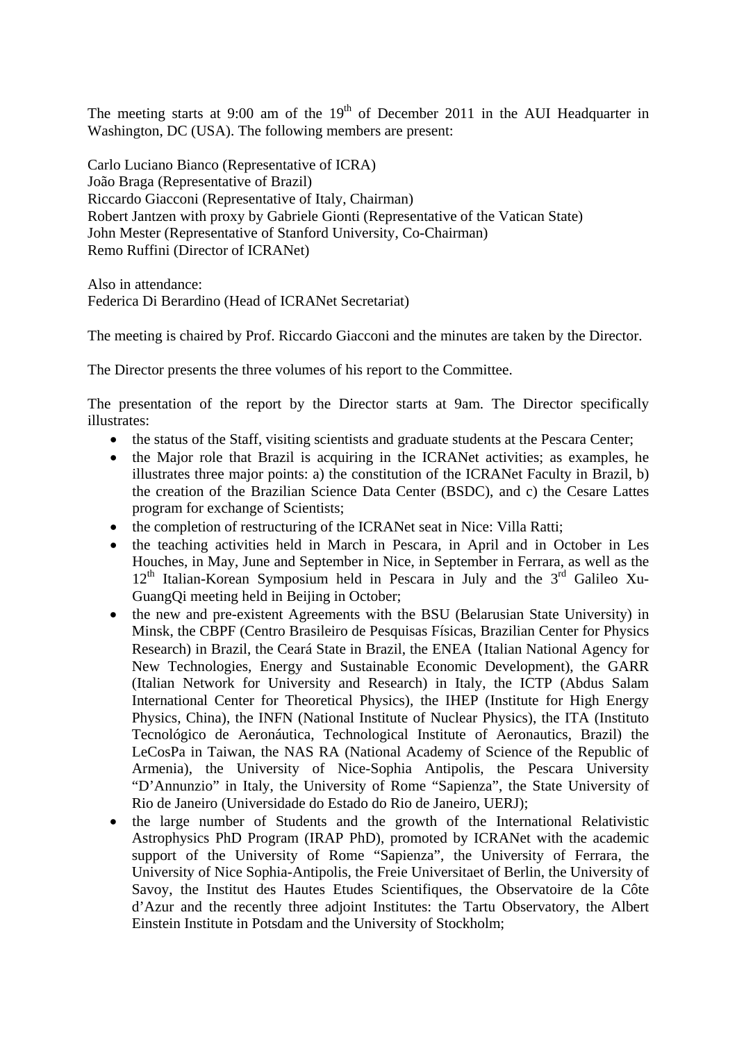The meeting starts at 9:00 am of the 19th of December 2011 in the AUI Headquarter in Washington, DC (USA). The following members are present:

Carlo Luciano Bianco (Representative of ICRA)
João Braga (Representative of Brazil)
Riccardo Giacconi (Representative of Italy, Chairman)
Robert Jantzen with proxy by Gabriele Gionti (Representative of the Vatican State)
John Mester (Representative of Stanford University, Co-Chairman)
Remo Ruffini (Director of ICRANet)

Also in attendance:
Federica Di Berardino (Head of ICRANet Secretariat)

The meeting is chaired by Prof. Riccardo Giacconi and the minutes are taken by the Director.

The Director presents the three volumes of his report to the Committee.

The presentation of the report by the Director starts at 9am. The Director specifically illustrates:

- the status of the Staff, visiting scientists and graduate students at the Pescara Center;
- the Major role that Brazil is acquiring in the ICRANet activities; as examples, he illustrates three major points: a) the constitution of the ICRANet Faculty in Brazil, b) the creation of the Brazilian Science Data Center (BSDC), and c) the Cesare Lattes program for exchange of Scientists;
- the completion of restructuring of the ICRANet seat in Nice: Villa Ratti;
- the teaching activities held in March in Pescara, in April and in October in Les Houches, in May, June and September in Nice, in September in Ferrara, as well as the 12th Italian-Korean Symposium held in Pescara in July and the 3rd Galileo Xu-GuangQi meeting held in Beijing in October;
- the new and pre-existent Agreements with the BSU (Belarusian State University) in Minsk, the CBPF (Centro Brasileiro de Pesquisas Físicas, Brazilian Center for Physics Research) in Brazil, the Ceará State in Brazil, the ENEA (Italian National Agency for New Technologies, Energy and Sustainable Economic Development), the GARR (Italian Network for University and Research) in Italy, the ICTP (Abdus Salam International Center for Theoretical Physics), the IHEP (Institute for High Energy Physics, China), the INFN (National Institute of Nuclear Physics), the ITA (Instituto Tecnológico de Aeronáutica, Technological Institute of Aeronautics, Brazil) the LeCosPa in Taiwan, the NAS RA (National Academy of Science of the Republic of Armenia), the University of Nice-Sophia Antipolis, the Pescara University "D'Annunzio" in Italy, the University of Rome "Sapienza", the State University of Rio de Janeiro (Universidade do Estado do Rio de Janeiro, UERJ);
- the large number of Students and the growth of the International Relativistic Astrophysics PhD Program (IRAP PhD), promoted by ICRANet with the academic support of the University of Rome "Sapienza", the University of Ferrara, the University of Nice Sophia-Antipolis, the Freie Universitaet of Berlin, the University of Savoy, the Institut des Hautes Etudes Scientifiques, the Observatoire de la Côte d'Azur and the recently three adjoint Institutes: the Tartu Observatory, the Albert Einstein Institute in Potsdam and the University of Stockholm;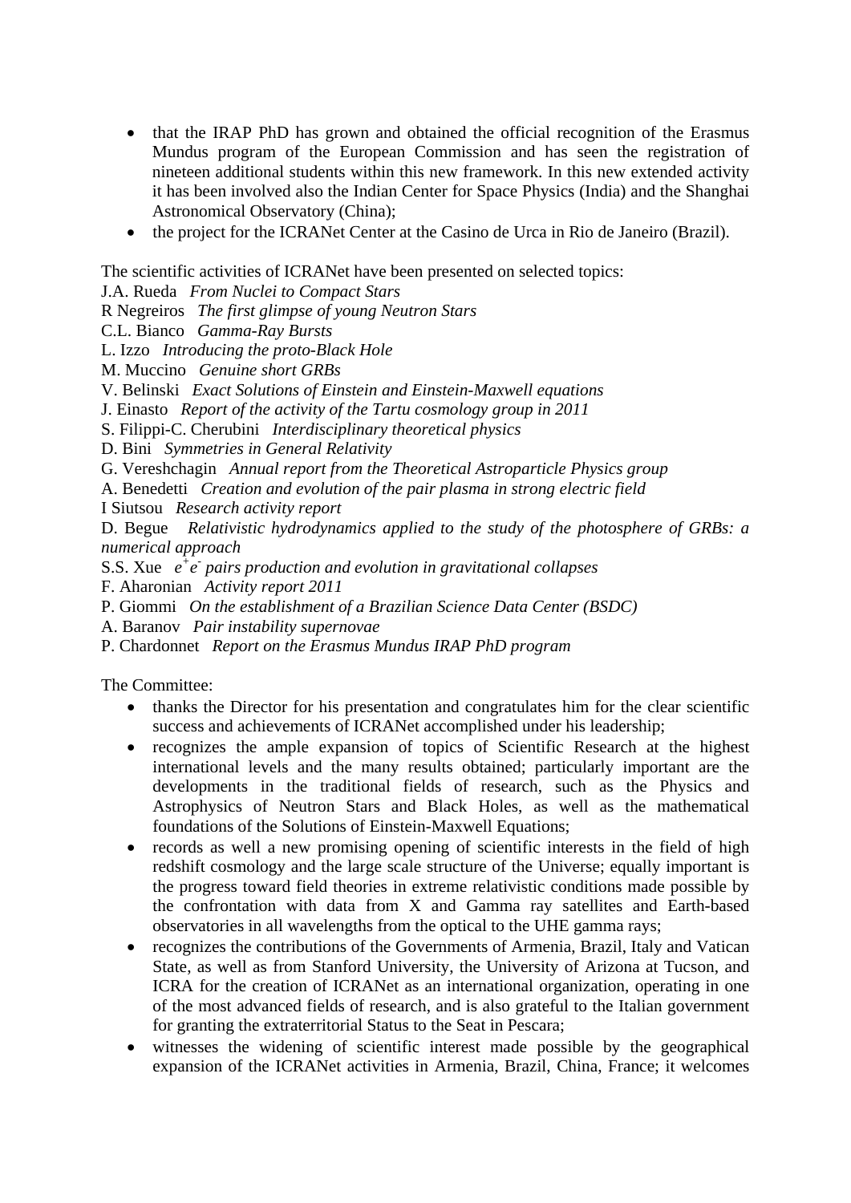- that the IRAP PhD has grown and obtained the official recognition of the Erasmus Mundus program of the European Commission and has seen the registration of nineteen additional students within this new framework. In this new extended activity it has been involved also the Indian Center for Space Physics (India) and the Shanghai Astronomical Observatory (China);
- the project for the ICRANet Center at the Casino de Urca in Rio de Janeiro (Brazil).

The scientific activities of ICRANet have been presented on selected topics:
J.A. Rueda *From Nuclei to Compact Stars*
R Negreiros *The first glimpse of young Neutron Stars*
C.L. Bianco *Gamma-Ray Bursts*
L. Izzo *Introducing the proto-Black Hole*
M. Muccino *Genuine short GRBs*
V. Belinski *Exact Solutions of Einstein and Einstein-Maxwell equations*
J. Einasto *Report of the activity of the Tartu cosmology group in 2011*
S. Filippi-C. Cherubini *Interdisciplinary theoretical physics*
D. Bini *Symmetries in General Relativity*
G. Vereshchagin *Annual report from the Theoretical Astroparticle Physics group*
A. Benedetti *Creation and evolution of the pair plasma in strong electric field*
I Siutsou *Research activity report*
D. Begue *Relativistic hydrodynamics applied to the study of the photosphere of GRBs: a numerical approach*
S.S. Xue $e^+e^-$ *pairs production and evolution in gravitational collapses*
F. Aharonian *Activity report 2011*
P. Giommi *On the establishment of a Brazilian Science Data Center (BSDC)*
A. Baranov *Pair instability supernovae*
P. Chardonnet *Report on the Erasmus Mundus IRAP PhD program*

The Committee:

- thanks the Director for his presentation and congratulates him for the clear scientific success and achievements of ICRANet accomplished under his leadership;
- recognizes the ample expansion of topics of Scientific Research at the highest international levels and the many results obtained; particularly important are the developments in the traditional fields of research, such as the Physics and Astrophysics of Neutron Stars and Black Holes, as well as the mathematical foundations of the Solutions of Einstein-Maxwell Equations;
- records as well a new promising opening of scientific interests in the field of high redshift cosmology and the large scale structure of the Universe; equally important is the progress toward field theories in extreme relativistic conditions made possible by the confrontation with data from X and Gamma ray satellites and Earth-based observatories in all wavelengths from the optical to the UHE gamma rays;
- recognizes the contributions of the Governments of Armenia, Brazil, Italy and Vatican State, as well as from Stanford University, the University of Arizona at Tucson, and ICRA for the creation of ICRANet as an international organization, operating in one of the most advanced fields of research, and is also grateful to the Italian government for granting the extraterritorial Status to the Seat in Pescara;
- witnesses the widening of scientific interest made possible by the geographical expansion of the ICRANet activities in Armenia, Brazil, China, France; it welcomes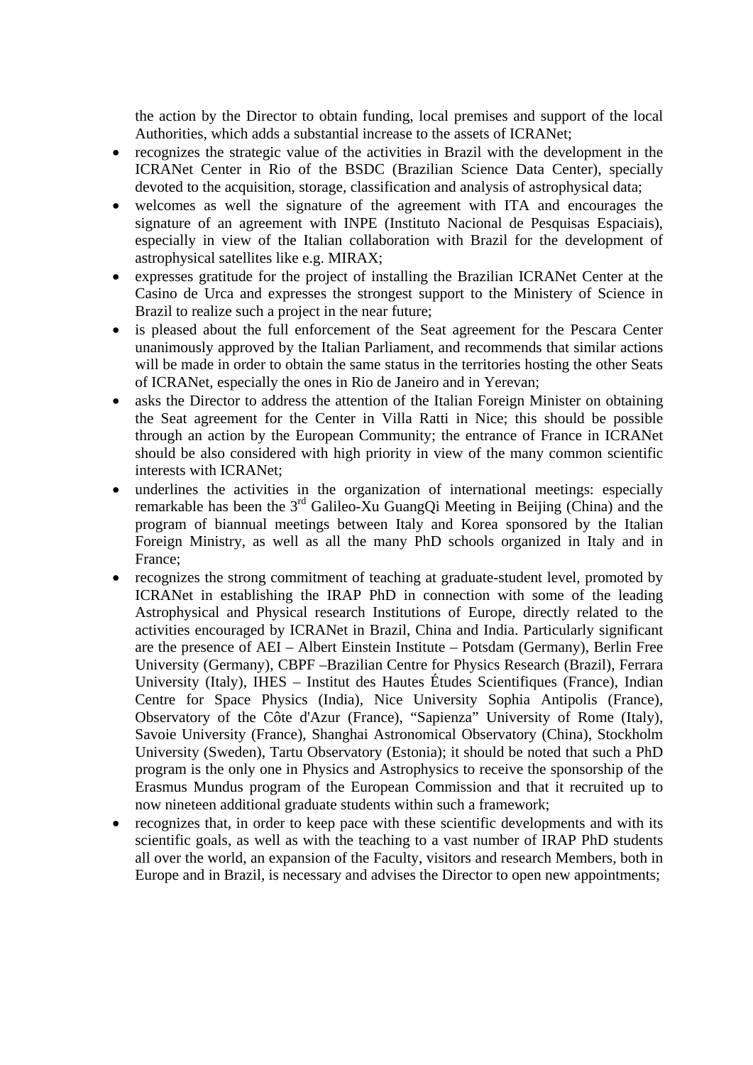the action by the Director to obtain funding, local premises and support of the local Authorities, which adds a substantial increase to the assets of ICRANet;

- recognizes the strategic value of the activities in Brazil with the development in the ICRANet Center in Rio of the BSDC (Brazilian Science Data Center), specially devoted to the acquisition, storage, classification and analysis of astrophysical data;
- welcomes as well the signature of the agreement with ITA and encourages the signature of an agreement with INPE (Instituto Nacional de Pesquisas Espaciais), especially in view of the Italian collaboration with Brazil for the development of astrophysical satellites like e.g. MIRAX;
- expresses gratitude for the project of installing the Brazilian ICRANet Center at the Casino de Urca and expresses the strongest support to the Ministery of Science in Brazil to realize such a project in the near future;
- is pleased about the full enforcement of the Seat agreement for the Pescara Center unanimously approved by the Italian Parliament, and recommends that similar actions will be made in order to obtain the same status in the territories hosting the other Seats of ICRANet, especially the ones in Rio de Janeiro and in Yerevan;
- asks the Director to address the attention of the Italian Foreign Minister on obtaining the Seat agreement for the Center in Villa Ratti in Nice; this should be possible through an action by the European Community; the entrance of France in ICRANet should be also considered with high priority in view of the many common scientific interests with ICRANet;
- underlines the activities in the organization of international meetings: especially remarkable has been the 3rd Galileo-Xu GuangQi Meeting in Beijing (China) and the program of biannual meetings between Italy and Korea sponsored by the Italian Foreign Ministry, as well as all the many PhD schools organized in Italy and in France;
- recognizes the strong commitment of teaching at graduate-student level, promoted by ICRANet in establishing the IRAP PhD in connection with some of the leading Astrophysical and Physical research Institutions of Europe, directly related to the activities encouraged by ICRANet in Brazil, China and India. Particularly significant are the presence of AEI – Albert Einstein Institute – Potsdam (Germany), Berlin Free University (Germany), CBPF –Brazilian Centre for Physics Research (Brazil), Ferrara University (Italy), IHES – Institut des Hautes Études Scientifiques (France), Indian Centre for Space Physics (India), Nice University Sophia Antipolis (France), Observatory of the Côte d'Azur (France), "Sapienza" University of Rome (Italy), Savoie University (France), Shanghai Astronomical Observatory (China), Stockholm University (Sweden), Tartu Observatory (Estonia); it should be noted that such a PhD program is the only one in Physics and Astrophysics to receive the sponsorship of the Erasmus Mundus program of the European Commission and that it recruited up to now nineteen additional graduate students within such a framework;
- recognizes that, in order to keep pace with these scientific developments and with its scientific goals, as well as with the teaching to a vast number of IRAP PhD students all over the world, an expansion of the Faculty, visitors and research Members, both in Europe and in Brazil, is necessary and advises the Director to open new appointments;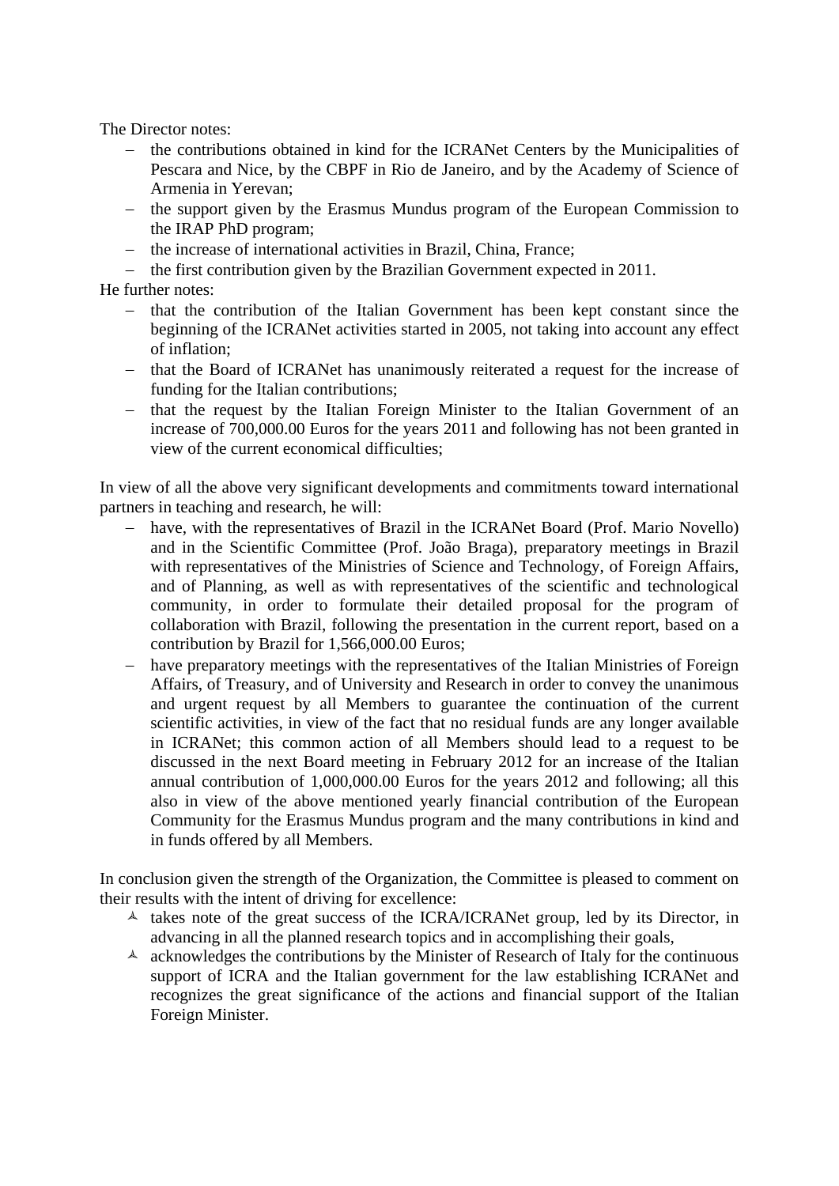The Director notes:

- the contributions obtained in kind for the ICRANet Centers by the Municipalities of Pescara and Nice, by the CBPF in Rio de Janeiro, and by the Academy of Science of Armenia in Yerevan;
- the support given by the Erasmus Mundus program of the European Commission to the IRAP PhD program;
- the increase of international activities in Brazil, China, France;
- the first contribution given by the Brazilian Government expected in 2011.

He further notes:

- that the contribution of the Italian Government has been kept constant since the beginning of the ICRANet activities started in 2005, not taking into account any effect of inflation;
- that the Board of ICRANet has unanimously reiterated a request for the increase of funding for the Italian contributions;
- that the request by the Italian Foreign Minister to the Italian Government of an increase of 700,000.00 Euros for the years 2011 and following has not been granted in view of the current economical difficulties;

In view of all the above very significant developments and commitments toward international partners in teaching and research, he will:

- have, with the representatives of Brazil in the ICRANet Board (Prof. Mario Novello) and in the Scientific Committee (Prof. João Braga), preparatory meetings in Brazil with representatives of the Ministries of Science and Technology, of Foreign Affairs, and of Planning, as well as with representatives of the scientific and technological community, in order to formulate their detailed proposal for the program of collaboration with Brazil, following the presentation in the current report, based on a contribution by Brazil for 1,566,000.00 Euros;
- have preparatory meetings with the representatives of the Italian Ministries of Foreign Affairs, of Treasury, and of University and Research in order to convey the unanimous and urgent request by all Members to guarantee the continuation of the current scientific activities, in view of the fact that no residual funds are any longer available in ICRANet; this common action of all Members should lead to a request to be discussed in the next Board meeting in February 2012 for an increase of the Italian annual contribution of 1,000,000.00 Euros for the years 2012 and following; all this also in view of the above mentioned yearly financial contribution of the European Community for the Erasmus Mundus program and the many contributions in kind and in funds offered by all Members.

In conclusion given the strength of the Organization, the Committee is pleased to comment on their results with the intent of driving for excellence:

- takes note of the great success of the ICRA/ICRANet group, led by its Director, in advancing in all the planned research topics and in accomplishing their goals,
- acknowledges the contributions by the Minister of Research of Italy for the continuous support of ICRA and the Italian government for the law establishing ICRANet and recognizes the great significance of the actions and financial support of the Italian Foreign Minister.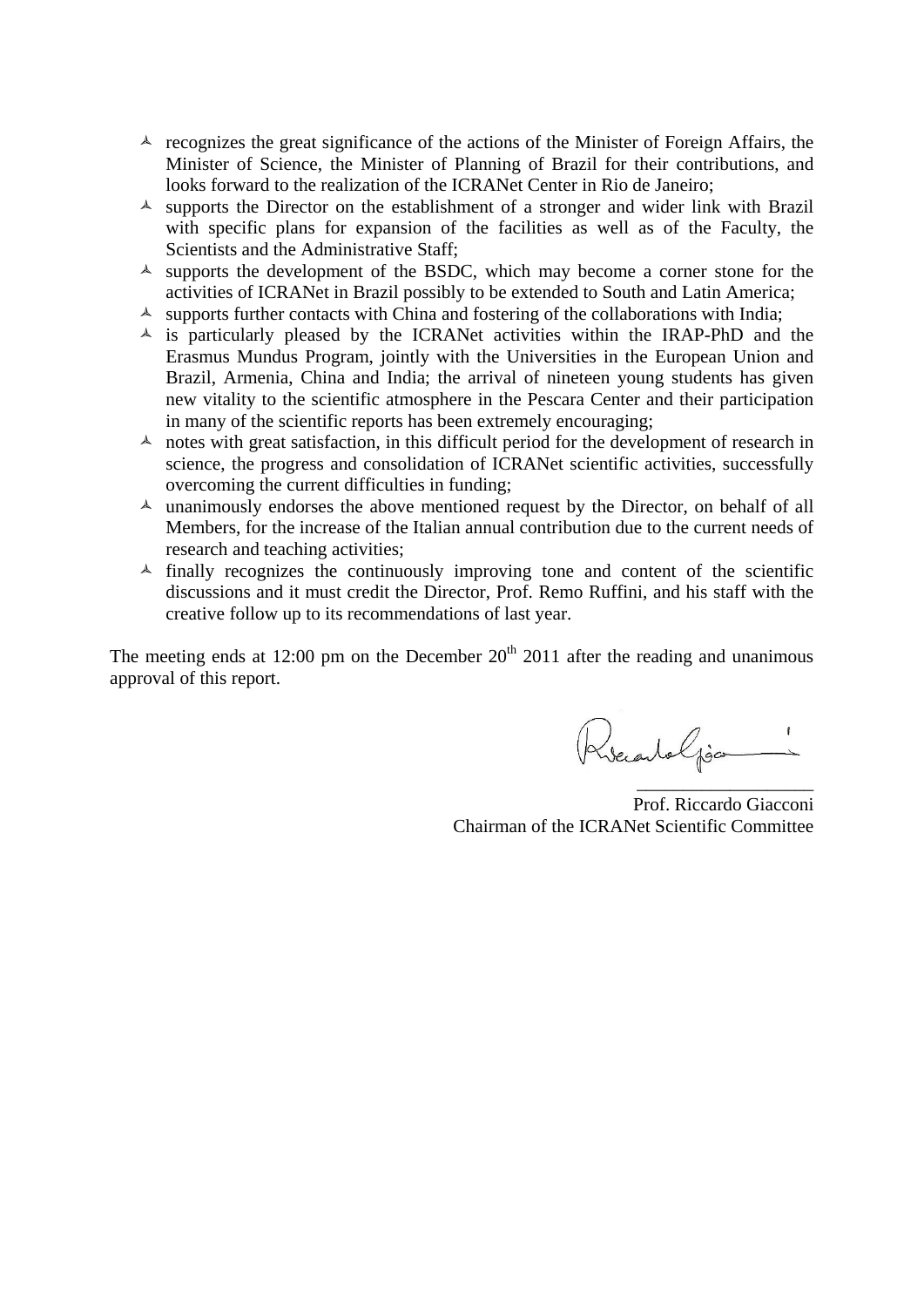- recognizes the great significance of the actions of the Minister of Foreign Affairs, the Minister of Science, the Minister of Planning of Brazil for their contributions, and looks forward to the realization of the ICRANet Center in Rio de Janeiro;
- supports the Director on the establishment of a stronger and wider link with Brazil with specific plans for expansion of the facilities as well as of the Faculty, the Scientists and the Administrative Staff;
- supports the development of the BSDC, which may become a corner stone for the activities of ICRANet in Brazil possibly to be extended to South and Latin America;
- supports further contacts with China and fostering of the collaborations with India;
- is particularly pleased by the ICRANet activities within the IRAP-PhD and the Erasmus Mundus Program, jointly with the Universities in the European Union and Brazil, Armenia, China and India; the arrival of nineteen young students has given new vitality to the scientific atmosphere in the Pescara Center and their participation in many of the scientific reports has been extremely encouraging;
- notes with great satisfaction, in this difficult period for the development of research in science, the progress and consolidation of ICRANet scientific activities, successfully overcoming the current difficulties in funding;
- unanimously endorses the above mentioned request by the Director, on behalf of all Members, for the increase of the Italian annual contribution due to the current needs of research and teaching activities;
- finally recognizes the continuously improving tone and content of the scientific discussions and it must credit the Director, Prof. Remo Ruffini, and his staff with the creative follow up to its recommendations of last year.

The meeting ends at 12:00 pm on the December 20th 2011 after the reading and unanimous approval of this report.

Prof. Riccardo Giacconi
Chairman of the ICRANet Scientific Committee